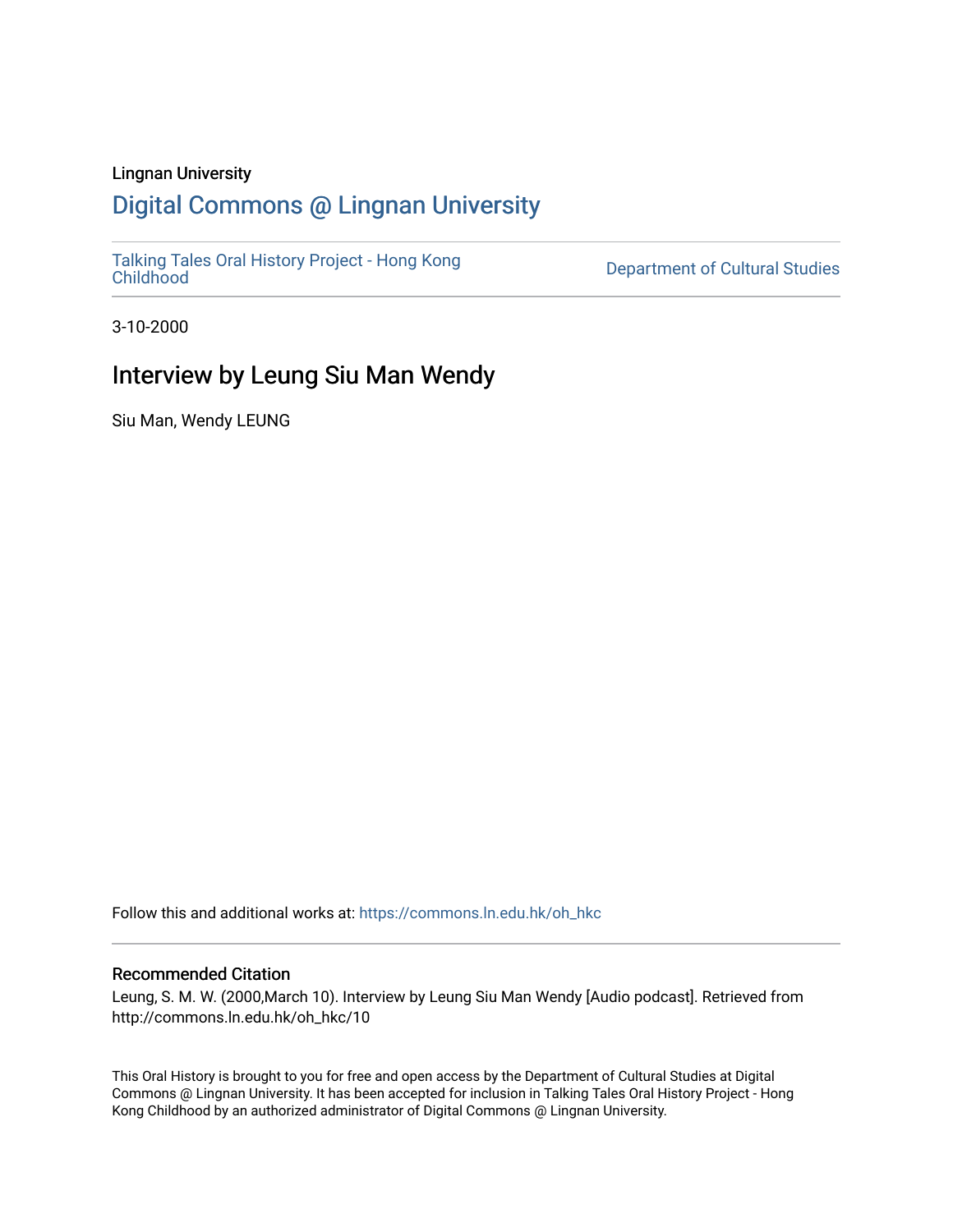Lingnan University

# Digital Commons @ Lingnan University

Talking Tales Oral History Project - Hong Kong Childhood

Department of Cultural Studies

3-10-2000

## Interview by Leung Siu Man Wendy

Siu Man, Wendy LEUNG

Follow this and additional works at: https://commons.ln.edu.hk/oh_hkc

### Recommended Citation

Leung, S. M. W. (2000,March 10). Interview by Leung Siu Man Wendy [Audio podcast]. Retrieved from http://commons.ln.edu.hk/oh_hkc/10

This Oral History is brought to you for free and open access by the Department of Cultural Studies at Digital Commons @ Lingnan University. It has been accepted for inclusion in Talking Tales Oral History Project - Hong Kong Childhood by an authorized administrator of Digital Commons @ Lingnan University.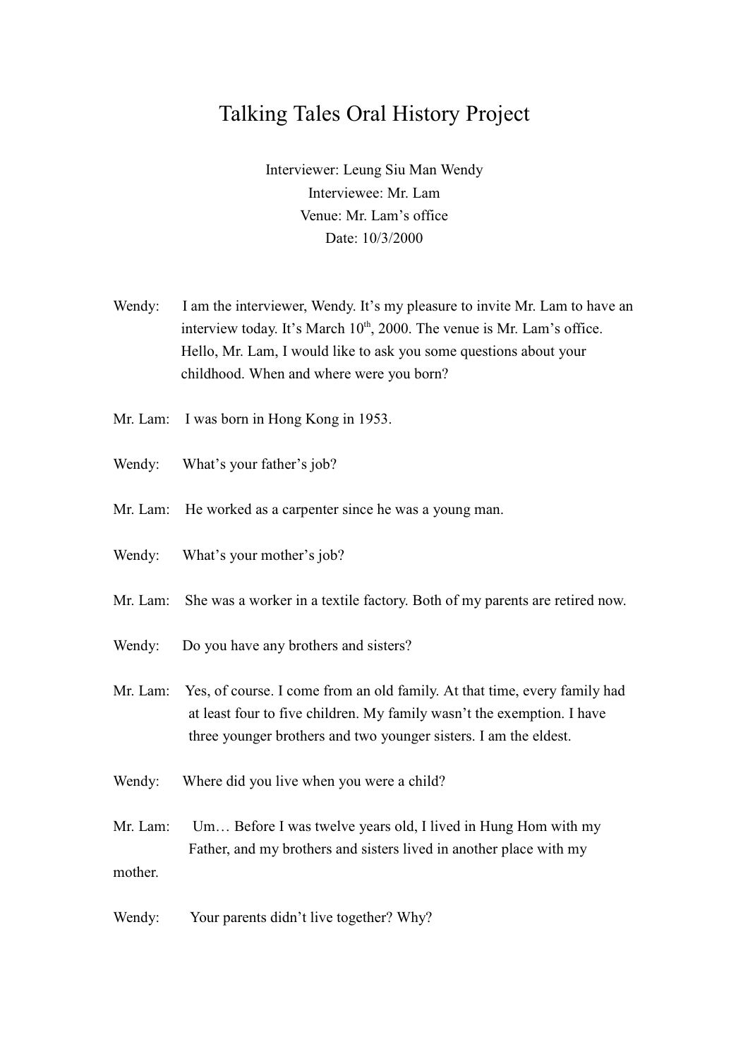# Talking Tales Oral History Project

Interviewer: Leung Siu Man Wendy
Interviewee: Mr. Lam
Venue: Mr. Lam's office
Date: 10/3/2000

Wendy: I am the interviewer, Wendy. It's my pleasure to invite Mr. Lam to have an interview today. It's March 10th, 2000. The venue is Mr. Lam's office. Hello, Mr. Lam, I would like to ask you some questions about your childhood. When and where were you born?

Mr. Lam: I was born in Hong Kong in 1953.

Wendy: What's your father's job?

Mr. Lam: He worked as a carpenter since he was a young man.

Wendy: What's your mother's job?

Mr. Lam: She was a worker in a textile factory. Both of my parents are retired now.

Wendy: Do you have any brothers and sisters?

Mr. Lam: Yes, of course. I come from an old family. At that time, every family had at least four to five children. My family wasn't the exemption. I have three younger brothers and two younger sisters. I am the eldest.

Wendy: Where did you live when you were a child?

Mr. Lam: Um… Before I was twelve years old, I lived in Hung Hom with my Father, and my brothers and sisters lived in another place with my mother.

Wendy: Your parents didn't live together? Why?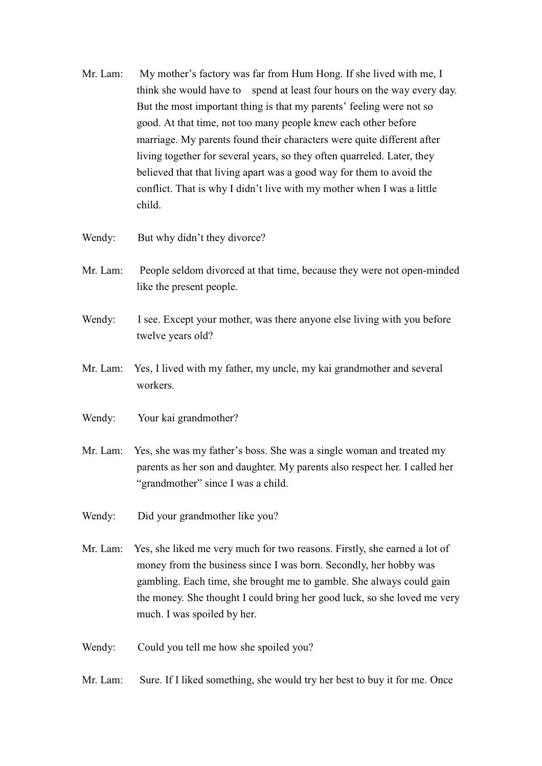Mr. Lam: My mother's factory was far from Hum Hong. If she lived with me, I think she would have to spend at least four hours on the way every day. But the most important thing is that my parents' feeling were not so good. At that time, not too many people knew each other before marriage. My parents found their characters were quite different after living together for several years, so they often quarreled. Later, they believed that that living apart was a good way for them to avoid the conflict. That is why I didn't live with my mother when I was a little child.

Wendy: But why didn't they divorce?

Mr. Lam: People seldom divorced at that time, because they were not open-minded like the present people.

Wendy: I see. Except your mother, was there anyone else living with you before twelve years old?

Mr. Lam: Yes, I lived with my father, my uncle, my kai grandmother and several workers.

Wendy: Your kai grandmother?

Mr. Lam: Yes, she was my father's boss. She was a single woman and treated my parents as her son and daughter. My parents also respect her. I called her "grandmother" since I was a child.

Wendy: Did your grandmother like you?

Mr. Lam: Yes, she liked me very much for two reasons. Firstly, she earned a lot of money from the business since I was born. Secondly, her hobby was gambling. Each time, she brought me to gamble. She always could gain the money. She thought I could bring her good luck, so she loved me very much. I was spoiled by her.

Wendy: Could you tell me how she spoiled you?

Mr. Lam: Sure. If I liked something, she would try her best to buy it for me. Once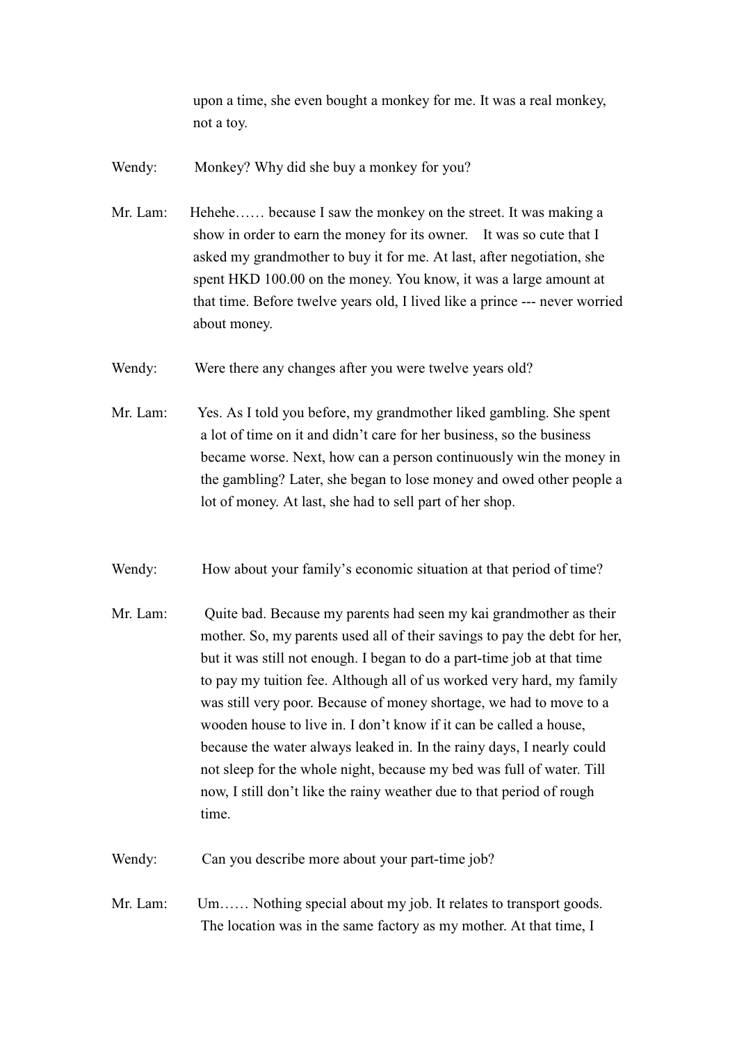upon a time, she even bought a monkey for me. It was a real monkey, not a toy.

Wendy: Monkey? Why did she buy a monkey for you?

Mr. Lam: Hehehe…… because I saw the monkey on the street. It was making a show in order to earn the money for its owner. It was so cute that I asked my grandmother to buy it for me. At last, after negotiation, she spent HKD 100.00 on the money. You know, it was a large amount at that time. Before twelve years old, I lived like a prince --- never worried about money.

Wendy: Were there any changes after you were twelve years old?

Mr. Lam: Yes. As I told you before, my grandmother liked gambling. She spent a lot of time on it and didn't care for her business, so the business became worse. Next, how can a person continuously win the money in the gambling? Later, she began to lose money and owed other people a lot of money. At last, she had to sell part of her shop.

Wendy: How about your family's economic situation at that period of time?

Mr. Lam: Quite bad. Because my parents had seen my kai grandmother as their mother. So, my parents used all of their savings to pay the debt for her, but it was still not enough. I began to do a part-time job at that time to pay my tuition fee. Although all of us worked very hard, my family was still very poor. Because of money shortage, we had to move to a wooden house to live in. I don't know if it can be called a house, because the water always leaked in. In the rainy days, I nearly could not sleep for the whole night, because my bed was full of water. Till now, I still don't like the rainy weather due to that period of rough time.

Wendy: Can you describe more about your part-time job?

Mr. Lam: Um…… Nothing special about my job. It relates to transport goods. The location was in the same factory as my mother. At that time, I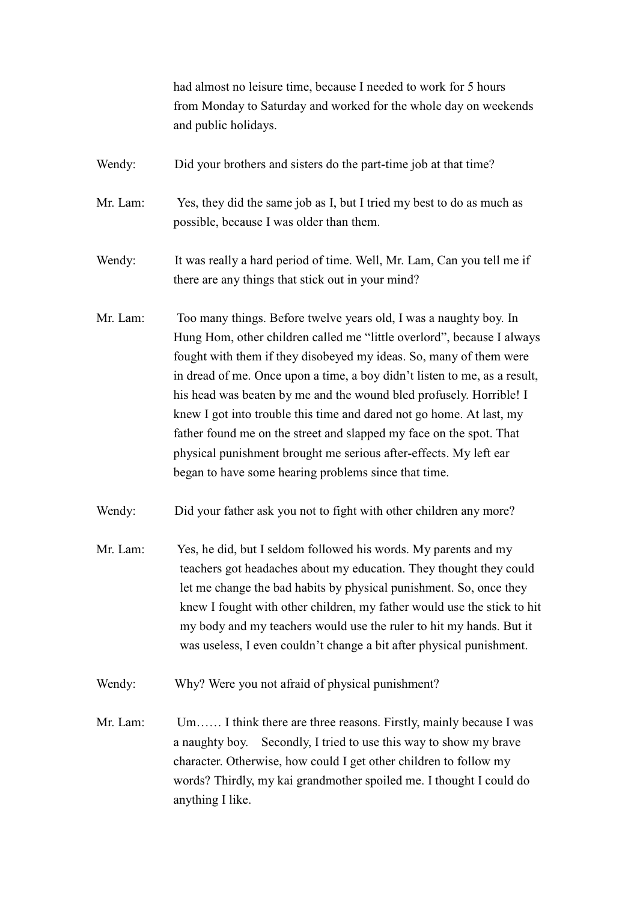had almost no leisure time, because I needed to work for 5 hours from Monday to Saturday and worked for the whole day on weekends and public holidays.

Wendy: Did your brothers and sisters do the part-time job at that time?

Mr. Lam: Yes, they did the same job as I, but I tried my best to do as much as possible, because I was older than them.

Wendy: It was really a hard period of time. Well, Mr. Lam, Can you tell me if there are any things that stick out in your mind?

Mr. Lam: Too many things. Before twelve years old, I was a naughty boy. In Hung Hom, other children called me "little overlord", because I always fought with them if they disobeyed my ideas. So, many of them were in dread of me. Once upon a time, a boy didn't listen to me, as a result, his head was beaten by me and the wound bled profusely. Horrible! I knew I got into trouble this time and dared not go home. At last, my father found me on the street and slapped my face on the spot. That physical punishment brought me serious after-effects. My left ear began to have some hearing problems since that time.

Wendy: Did your father ask you not to fight with other children any more?

Mr. Lam: Yes, he did, but I seldom followed his words. My parents and my teachers got headaches about my education. They thought they could let me change the bad habits by physical punishment. So, once they knew I fought with other children, my father would use the stick to hit my body and my teachers would use the ruler to hit my hands. But it was useless, I even couldn't change a bit after physical punishment.

Wendy: Why? Were you not afraid of physical punishment?

Mr. Lam: Um…… I think there are three reasons. Firstly, mainly because I was a naughty boy. Secondly, I tried to use this way to show my brave character. Otherwise, how could I get other children to follow my words? Thirdly, my kai grandmother spoiled me. I thought I could do anything I like.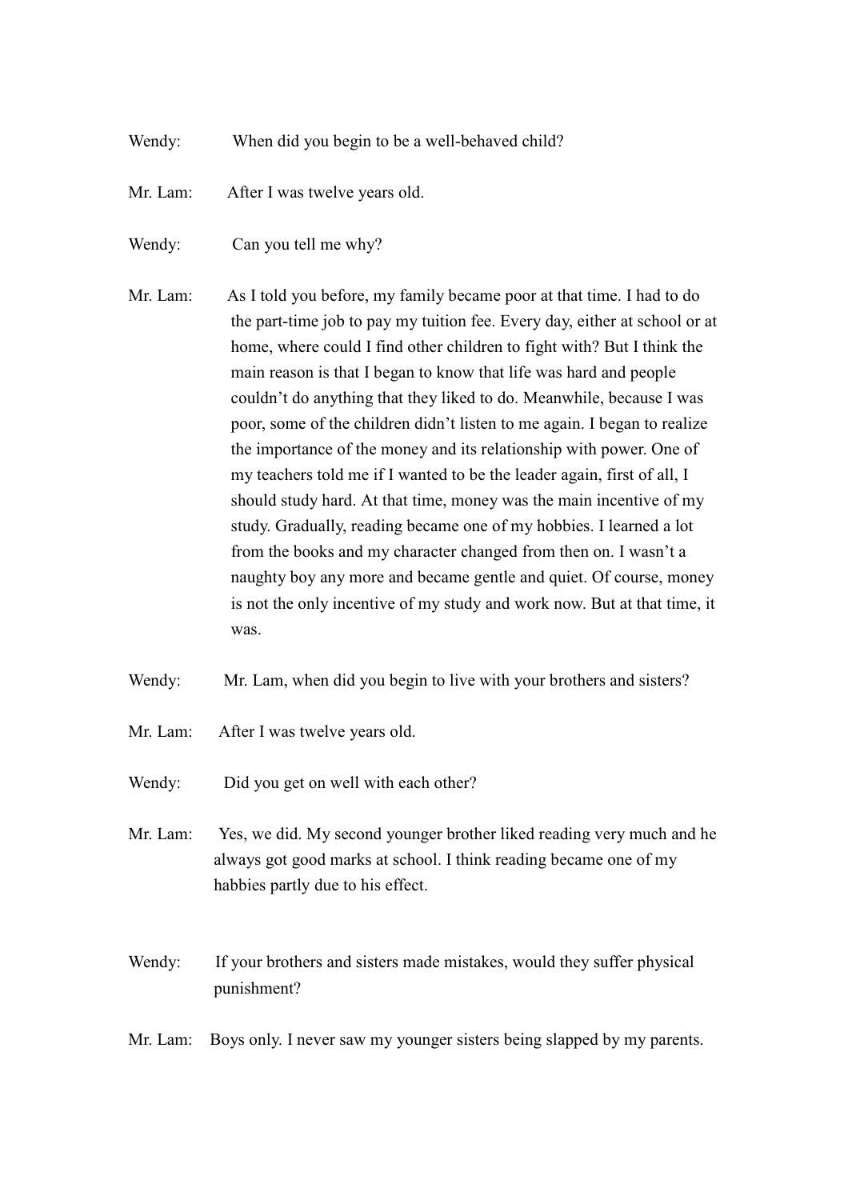Wendy: When did you begin to be a well-behaved child?

Mr. Lam: After I was twelve years old.

Wendy: Can you tell me why?

Mr. Lam: As I told you before, my family became poor at that time. I had to do the part-time job to pay my tuition fee. Every day, either at school or at home, where could I find other children to fight with? But I think the main reason is that I began to know that life was hard and people couldn't do anything that they liked to do. Meanwhile, because I was poor, some of the children didn't listen to me again. I began to realize the importance of the money and its relationship with power. One of my teachers told me if I wanted to be the leader again, first of all, I should study hard. At that time, money was the main incentive of my study. Gradually, reading became one of my hobbies. I learned a lot from the books and my character changed from then on. I wasn't a naughty boy any more and became gentle and quiet. Of course, money is not the only incentive of my study and work now. But at that time, it was.

Wendy: Mr. Lam, when did you begin to live with your brothers and sisters?

Mr. Lam: After I was twelve years old.

Wendy: Did you get on well with each other?

Mr. Lam: Yes, we did. My second younger brother liked reading very much and he always got good marks at school. I think reading became one of my habbies partly due to his effect.

Wendy: If your brothers and sisters made mistakes, would they suffer physical punishment?

Mr. Lam: Boys only. I never saw my younger sisters being slapped by my parents.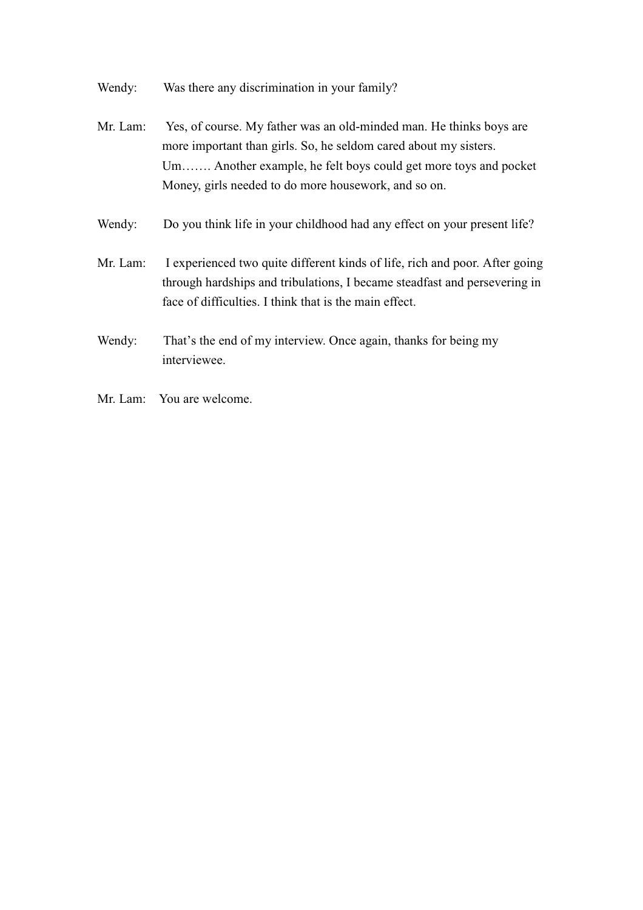Wendy: Was there any discrimination in your family?

Mr. Lam: Yes, of course. My father was an old-minded man. He thinks boys are more important than girls. So, he seldom cared about my sisters. Um……. Another example, he felt boys could get more toys and pocket Money, girls needed to do more housework, and so on.

Wendy: Do you think life in your childhood had any effect on your present life?

Mr. Lam: I experienced two quite different kinds of life, rich and poor. After going through hardships and tribulations, I became steadfast and persevering in face of difficulties. I think that is the main effect.

Wendy: That's the end of my interview. Once again, thanks for being my interviewee.

Mr. Lam: You are welcome.